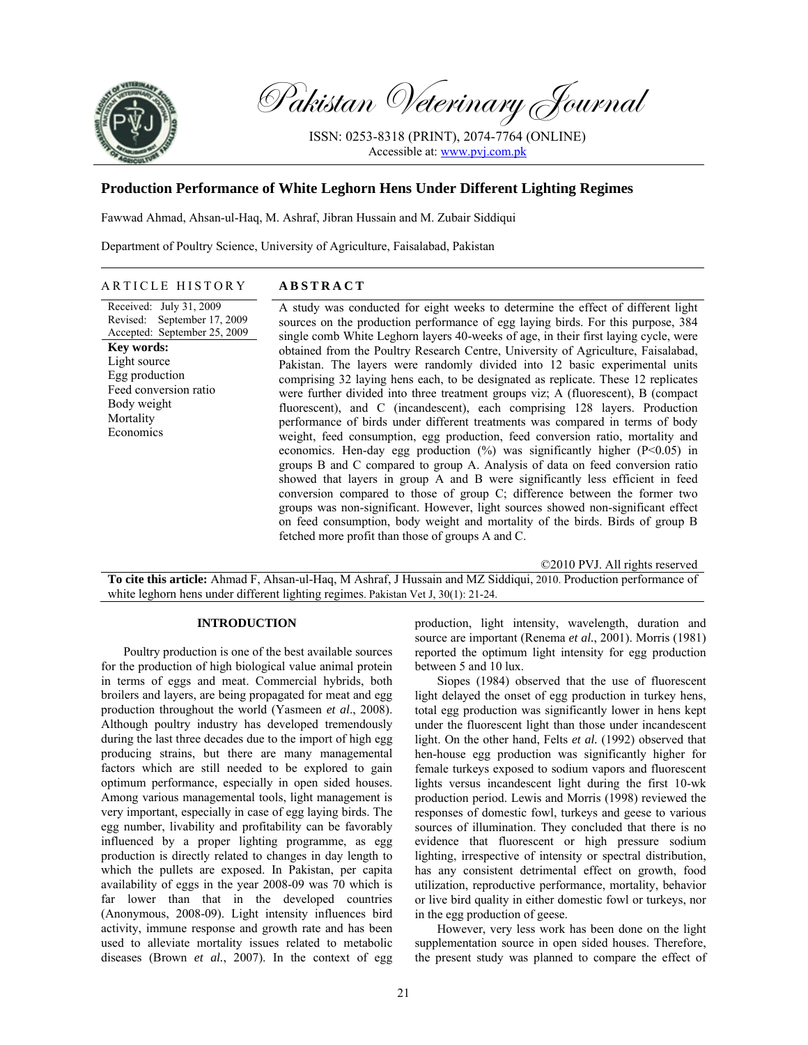Pakistan Veterinary Journal

ISSN: 0253-8318 (PRINT), 2074-7764 (ONLINE)
Accessible at: www.pvj.com.pk

# Production Performance of White Leghorn Hens Under Different Lighting Regimes

Fawwad Ahmad, Ahsan-ul-Haq, M. Ashraf, Jibran Hussain and M. Zubair Siddiqui

Department of Poultry Science, University of Agriculture, Faisalabad, Pakistan

## ARTICLE HISTORY

Received: July 31, 2009
Revised: September 17, 2009
Accepted: September 25, 2009

**Key words:**
Light source
Egg production
Feed conversion ratio
Body weight
Mortality
Economics

## ABSTRACT

A study was conducted for eight weeks to determine the effect of different light sources on the production performance of egg laying birds. For this purpose, 384 single comb White Leghorn layers 40-weeks of age, in their first laying cycle, were obtained from the Poultry Research Centre, University of Agriculture, Faisalabad, Pakistan. The layers were randomly divided into 12 basic experimental units comprising 32 laying hens each, to be designated as replicate. These 12 replicates were further divided into three treatment groups viz; A (fluorescent), B (compact fluorescent), and C (incandescent), each comprising 128 layers. Production performance of birds under different treatments was compared in terms of body weight, feed consumption, egg production, feed conversion ratio, mortality and economics. Hen-day egg production (%) was significantly higher ($P<0.05$) in groups B and C compared to group A. Analysis of data on feed conversion ratio showed that layers in group A and B were significantly less efficient in feed conversion compared to those of group C; difference between the former two groups was non-significant. However, light sources showed non-significant effect on feed consumption, body weight and mortality of the birds. Birds of group B fetched more profit than those of groups A and C.

©2010 PVJ. All rights reserved

**To cite this article:** Ahmad F, Ahsan-ul-Haq, M Ashraf, J Hussain and MZ Siddiqui, 2010. Production performance of white leghorn hens under different lighting regimes. Pakistan Vet J, 30(1): 21-24.

## INTRODUCTION

Poultry production is one of the best available sources for the production of high biological value animal protein in terms of eggs and meat. Commercial hybrids, both broilers and layers, are being propagated for meat and egg production throughout the world (Yasmeen *et al*., 2008). Although poultry industry has developed tremendously during the last three decades due to the import of high egg producing strains, but there are many managemental factors which are still needed to be explored to gain optimum performance, especially in open sided houses. Among various managemental tools, light management is very important, especially in case of egg laying birds. The egg number, livability and profitability can be favorably influenced by a proper lighting programme, as egg production is directly related to changes in day length to which the pullets are exposed. In Pakistan, per capita availability of eggs in the year 2008-09 was 70 which is far lower than that in the developed countries (Anonymous, 2008-09). Light intensity influences bird activity, immune response and growth rate and has been used to alleviate mortality issues related to metabolic diseases (Brown *et al.*, 2007). In the context of egg production, light intensity, wavelength, duration and source are important (Renema *et al.*, 2001). Morris (1981) reported the optimum light intensity for egg production between 5 and 10 lux.

Siopes (1984) observed that the use of fluorescent light delayed the onset of egg production in turkey hens, total egg production was significantly lower in hens kept under the fluorescent light than those under incandescent light. On the other hand, Felts *et al.* (1992) observed that hen-house egg production was significantly higher for female turkeys exposed to sodium vapors and fluorescent lights versus incandescent light during the first 10-wk production period. Lewis and Morris (1998) reviewed the responses of domestic fowl, turkeys and geese to various sources of illumination. They concluded that there is no evidence that fluorescent or high pressure sodium lighting, irrespective of intensity or spectral distribution, has any consistent detrimental effect on growth, food utilization, reproductive performance, mortality, behavior or live bird quality in either domestic fowl or turkeys, nor in the egg production of geese.

However, very less work has been done on the light supplementation source in open sided houses. Therefore, the present study was planned to compare the effect of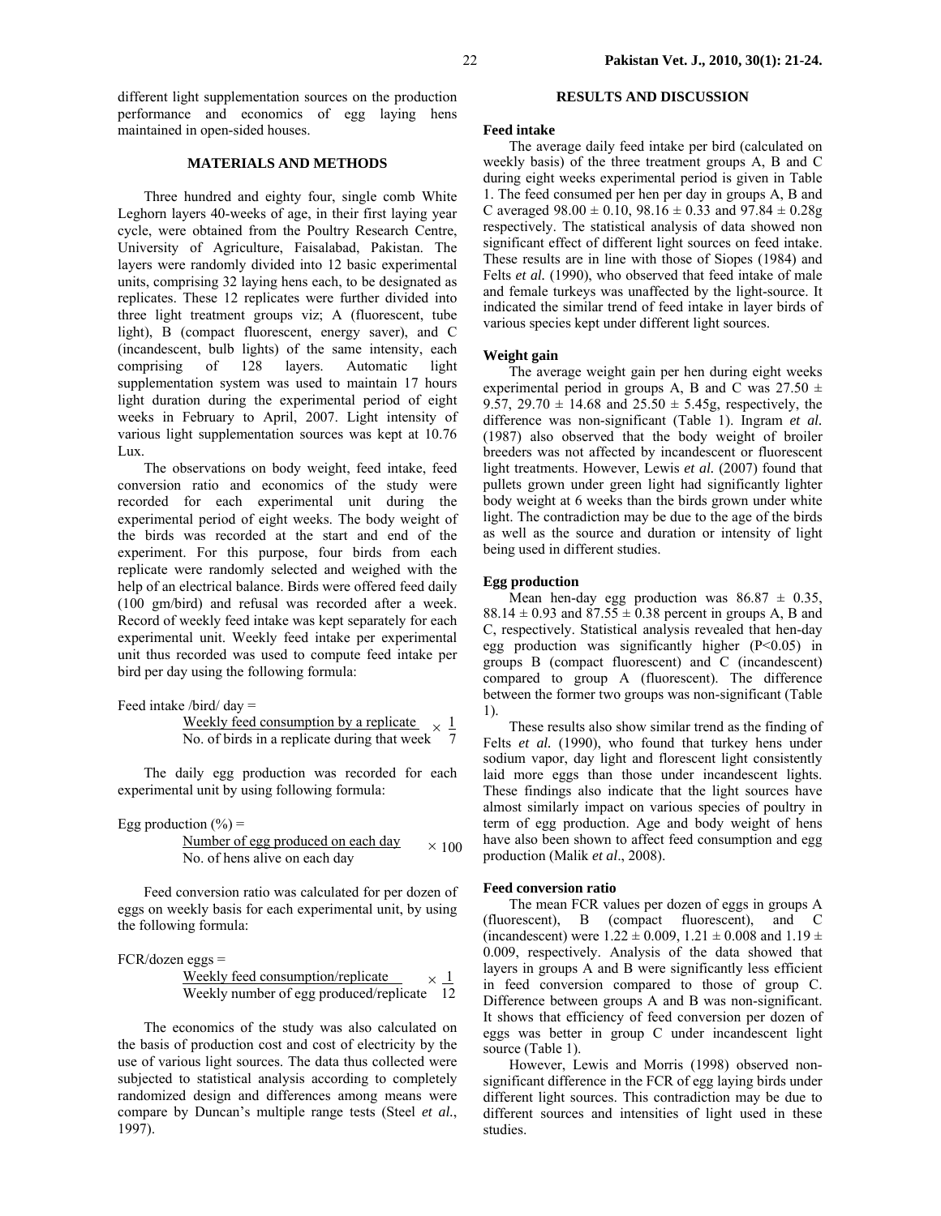different light supplementation sources on the production performance and economics of egg laying hens maintained in open-sided houses.

## MATERIALS AND METHODS

Three hundred and eighty four, single comb White Leghorn layers 40-weeks of age, in their first laying year cycle, were obtained from the Poultry Research Centre, University of Agriculture, Faisalabad, Pakistan. The layers were randomly divided into 12 basic experimental units, comprising 32 laying hens each, to be designated as replicates. These 12 replicates were further divided into three light treatment groups viz; A (fluorescent, tube light), B (compact fluorescent, energy saver), and C (incandescent, bulb lights) of the same intensity, each comprising of 128 layers. Automatic light supplementation system was used to maintain 17 hours light duration during the experimental period of eight weeks in February to April, 2007. Light intensity of various light supplementation sources was kept at 10.76 Lux.

The observations on body weight, feed intake, feed conversion ratio and economics of the study were recorded for each experimental unit during the experimental period of eight weeks. The body weight of the birds was recorded at the start and end of the experiment. For this purpose, four birds from each replicate were randomly selected and weighed with the help of an electrical balance. Birds were offered feed daily (100 gm/bird) and refusal was recorded after a week. Record of weekly feed intake was kept separately for each experimental unit. Weekly feed intake per experimental unit thus recorded was used to compute feed intake per bird per day using the following formula:

$$\text{Feed intake /bird/ day} = \frac{\text{Weekly feed consumption by a replicate}}{\text{No. of birds in a replicate during that week}} \times \frac{1}{7}$$

The daily egg production was recorded for each experimental unit by using following formula:

$$\text{Egg production (\%)} = \frac{\text{Number of egg produced on each day}}{\text{No. of hens alive on each day}} \times 100$$

Feed conversion ratio was calculated for per dozen of eggs on weekly basis for each experimental unit, by using the following formula:

$$\text{FCR/dozen eggs} = \frac{\text{Weekly feed consumption/replicate}}{\text{Weekly number of egg produced/replicate}} \times \frac{1}{12}$$

The economics of the study was also calculated on the basis of production cost and cost of electricity by the use of various light sources. The data thus collected were subjected to statistical analysis according to completely randomized design and differences among means were compare by Duncan's multiple range tests (Steel *et al.*, 1997).

## RESULTS AND DISCUSSION

### Feed intake

The average daily feed intake per bird (calculated on weekly basis) of the three treatment groups A, B and C during eight weeks experimental period is given in Table 1. The feed consumed per hen per day in groups A, B and C averaged 98.00 ± 0.10, 98.16 ± 0.33 and 97.84 ± 0.28g respectively. The statistical analysis of data showed non significant effect of different light sources on feed intake. These results are in line with those of Siopes (1984) and Felts *et al.* (1990), who observed that feed intake of male and female turkeys was unaffected by the light-source. It indicated the similar trend of feed intake in layer birds of various species kept under different light sources.

### Weight gain

The average weight gain per hen during eight weeks experimental period in groups A, B and C was 27.50 ± 9.57, 29.70 ± 14.68 and 25.50 ± 5.45g, respectively, the difference was non-significant (Table 1). Ingram *et al.* (1987) also observed that the body weight of broiler breeders was not affected by incandescent or fluorescent light treatments. However, Lewis *et al.* (2007) found that pullets grown under green light had significantly lighter body weight at 6 weeks than the birds grown under white light. The contradiction may be due to the age of the birds as well as the source and duration or intensity of light being used in different studies.

### Egg production

Mean hen-day egg production was 86.87 ± 0.35, 88.14 ± 0.93 and 87.55 ± 0.38 percent in groups A, B and C, respectively. Statistical analysis revealed that hen-day egg production was significantly higher ($P<0.05$) in groups B (compact fluorescent) and C (incandescent) compared to group A (fluorescent). The difference between the former two groups was non-significant (Table 1).

These results also show similar trend as the finding of Felts *et al.* (1990), who found that turkey hens under sodium vapor, day light and florescent light consistently laid more eggs than those under incandescent lights. These findings also indicate that the light sources have almost similarly impact on various species of poultry in term of egg production. Age and body weight of hens have also been shown to affect feed consumption and egg production (Malik *et al*., 2008).

### Feed conversion ratio

The mean FCR values per dozen of eggs in groups A (fluorescent), B (compact fluorescent), and C (incandescent) were 1.22 ± 0.009, 1.21 ± 0.008 and 1.19 ± 0.009, respectively. Analysis of the data showed that layers in groups A and B were significantly less efficient in feed conversion compared to those of group C. Difference between groups A and B was non-significant. It shows that efficiency of feed conversion per dozen of eggs was better in group C under incandescent light source (Table 1).

However, Lewis and Morris (1998) observed non-significant difference in the FCR of egg laying birds under different light sources. This contradiction may be due to different sources and intensities of light used in these studies.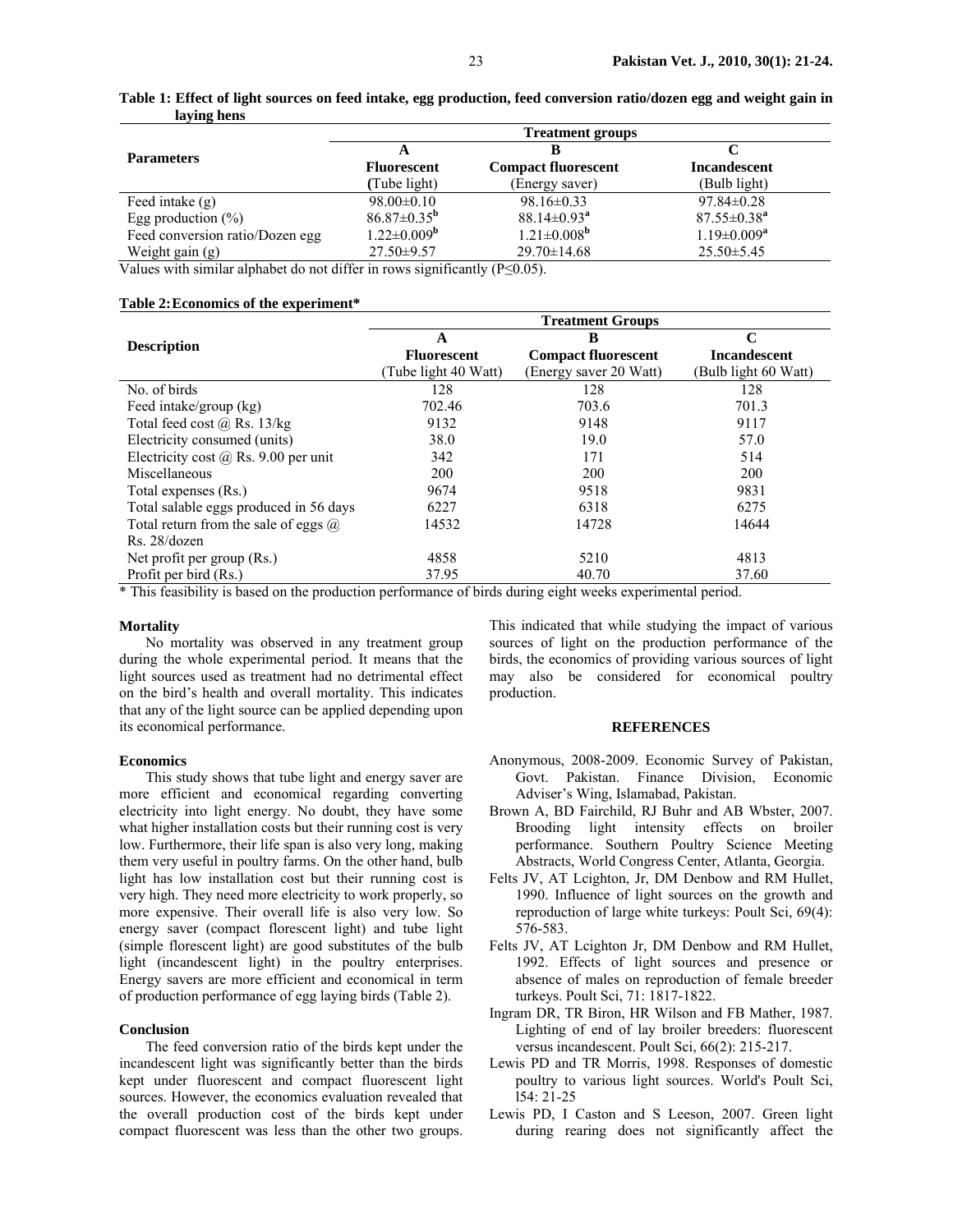**Table 1: Effect of light sources on feed intake, egg production, feed conversion ratio/dozen egg and weight gain in laying hens**

| Parameters | Treatment groups | | |
|---|---|---|---|
| | A Fluorescent (Tube light) | B Compact fluorescent (Energy saver) | C Incandescent (Bulb light) |
| Feed intake (g) | 98.00±0.10 | 98.16±0.33 | 97.84±0.28 |
| Egg production (%) | 86.87±0.35[b] | 88.14±0.93[a] | 87.55±0.38[a] |
| Feed conversion ratio/Dozen egg | 1.22±0.009[b] | 1.21±0.008[b] | 1.19±0.009[a] |
| Weight gain (g) | 27.50±9.57 | 29.70±14.68 | 25.50±5.45 |

Values with similar alphabet do not differ in rows significantly (P≤0.05).

**Table 2: Economics of the experiment***

| Description | Treatment Groups | | |
|---|---|---|---|
| | A Fluorescent (Tube light 40 Watt) | B Compact fluorescent (Energy saver 20 Watt) | C Incandescent (Bulb light 60 Watt) |
| No. of birds | 128 | 128 | 128 |
| Feed intake/group (kg) | 702.46 | 703.6 | 701.3 |
| Total feed cost @ Rs. 13/kg | 9132 | 9148 | 9117 |
| Electricity consumed (units) | 38.0 | 19.0 | 57.0 |
| Electricity cost @ Rs. 9.00 per unit | 342 | 171 | 514 |
| Miscellaneous | 200 | 200 | 200 |
| Total expenses (Rs.) | 9674 | 9518 | 9831 |
| Total salable eggs produced in 56 days | 6227 | 6318 | 6275 |
| Total return from the sale of eggs @ Rs. 28/dozen | 14532 | 14728 | 14644 |
| Net profit per group (Rs.) | 4858 | 5210 | 4813 |
| Profit per bird (Rs.) | 37.95 | 40.70 | 37.60 |

\* This feasibility is based on the production performance of birds during eight weeks experimental period.

### Mortality

No mortality was observed in any treatment group during the whole experimental period. It means that the light sources used as treatment had no detrimental effect on the bird's health and overall mortality. This indicates that any of the light source can be applied depending upon its economical performance.

### Economics

This study shows that tube light and energy saver are more efficient and economical regarding converting electricity into light energy. No doubt, they have some what higher installation costs but their running cost is very low. Furthermore, their life span is also very long, making them very useful in poultry farms. On the other hand, bulb light has low installation cost but their running cost is very high. They need more electricity to work properly, so more expensive. Their overall life is also very low. So energy saver (compact florescent light) and tube light (simple florescent light) are good substitutes of the bulb light (incandescent light) in the poultry enterprises. Energy savers are more efficient and economical in term of production performance of egg laying birds (Table 2).

### Conclusion

The feed conversion ratio of the birds kept under the incandescent light was significantly better than the birds kept under fluorescent and compact fluorescent light sources. However, the economics evaluation revealed that the overall production cost of the birds kept under compact fluorescent was less than the other two groups. This indicated that while studying the impact of various sources of light on the production performance of the birds, the economics of providing various sources of light may also be considered for economical poultry production.

## REFERENCES

Anonymous, 2008-2009. Economic Survey of Pakistan, Govt. Pakistan. Finance Division, Economic Adviser's Wing, Islamabad, Pakistan.

Brown A, BD Fairchild, RJ Buhr and AB Wbster, 2007. Brooding light intensity effects on broiler performance. Southern Poultry Science Meeting Abstracts, World Congress Center, Atlanta, Georgia.

Felts JV, AT Lcighton, Jr, DM Denbow and RM Hullet, 1990. Influence of light sources on the growth and reproduction of large white turkeys: Poult Sci, 69(4): 576-583.

Felts JV, AT Lcighton Jr, DM Denbow and RM Hullet, 1992. Effects of light sources and presence or absence of males on reproduction of female breeder turkeys. Poult Sci, 71: 1817-1822.

Ingram DR, TR Biron, HR Wilson and FB Mather, 1987. Lighting of end of lay broiler breeders: fluorescent versus incandescent. Poult Sci, 66(2): 215-217.

Lewis PD and TR Morris, 1998. Responses of domestic poultry to various light sources. World's Poult Sci, l54: 21-25

Lewis PD, I Caston and S Leeson, 2007. Green light during rearing does not significantly affect the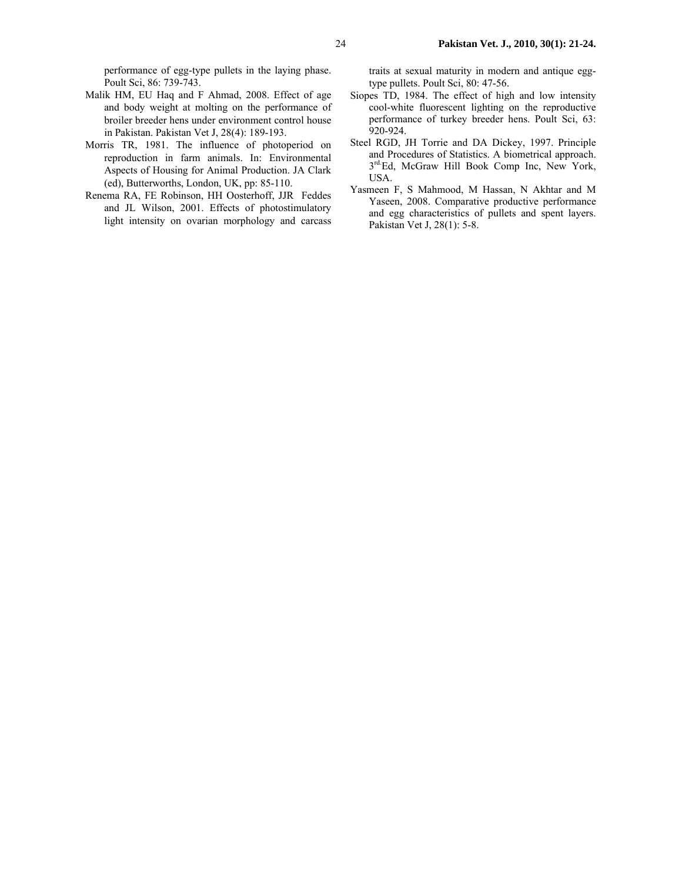performance of egg-type pullets in the laying phase. Poult Sci, 86: 739-743.

Malik HM, EU Haq and F Ahmad, 2008. Effect of age and body weight at molting on the performance of broiler breeder hens under environment control house in Pakistan. Pakistan Vet J, 28(4): 189-193.

Morris TR, 1981. The influence of photoperiod on reproduction in farm animals. In: Environmental Aspects of Housing for Animal Production. JA Clark (ed), Butterworths, London, UK, pp: 85-110.

Renema RA, FE Robinson, HH Oosterhoff, JJR Feddes and JL Wilson, 2001. Effects of photostimulatory light intensity on ovarian morphology and carcass traits at sexual maturity in modern and antique egg-type pullets. Poult Sci, 80: 47-56.

Siopes TD, 1984. The effect of high and low intensity cool-white fluorescent lighting on the reproductive performance of turkey breeder hens. Poult Sci, 63: 920-924.

Steel RGD, JH Torrie and DA Dickey, 1997. Principle and Procedures of Statistics. A biometrical approach. 3rd Ed, McGraw Hill Book Comp Inc, New York, USA.

Yasmeen F, S Mahmood, M Hassan, N Akhtar and M Yaseen, 2008. Comparative productive performance and egg characteristics of pullets and spent layers. Pakistan Vet J, 28(1): 5-8.